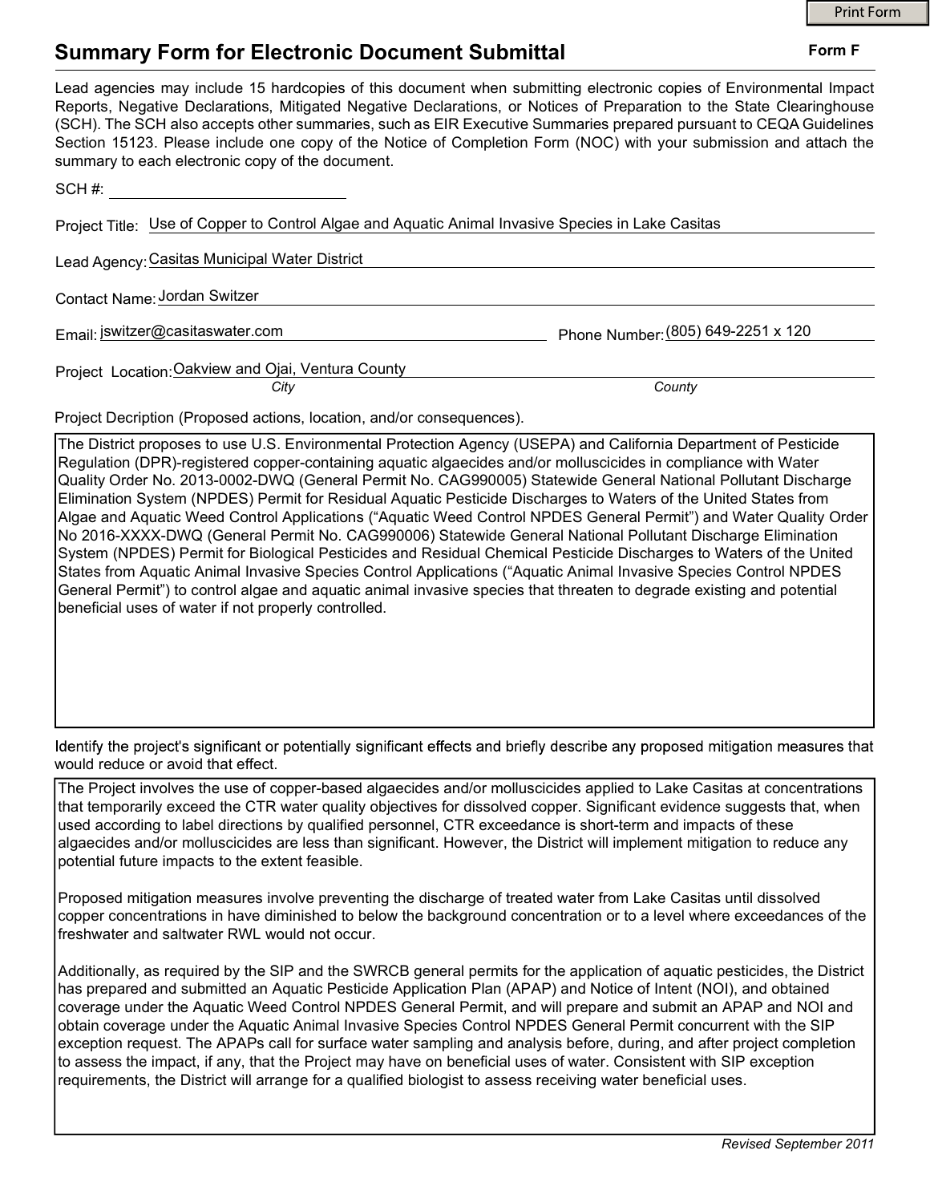# Summary Form for Electronic Document Submittal

**Form F**

Lead agencies may include 15 hardcopies of this document when submitting electronic copies of Environmental Impact Reports, Negative Declarations, Mitigated Negative Declarations, or Notices of Preparation to the State Clearinghouse (SCH). The SCH also accepts other summaries, such as EIR Executive Summaries prepared pursuant to CEQA Guidelines Section 15123. Please include one copy of the Notice of Completion Form (NOC) with your submission and attach the summary to each electronic copy of the document.

SCH #: ____________________

Project Title: Use of Copper to Control Algae and Aquatic Animal Invasive Species in Lake Casitas

Lead Agency: Casitas Municipal Water District

Contact Name: Jordan Switzer

Email: jswitzer@casitaswater.com

Phone Number: (805) 649-2251 x 120

Project Location: Oakview and Ojai, Ventura County

*City* *County*

Project Decription (Proposed actions, location, and/or consequences).

The District proposes to use U.S. Environmental Protection Agency (USEPA) and California Department of Pesticide Regulation (DPR)-registered copper-containing aquatic algaecides and/or molluscicides in compliance with Water Quality Order No. 2013-0002-DWQ (General Permit No. CAG990005) Statewide General National Pollutant Discharge Elimination System (NPDES) Permit for Residual Aquatic Pesticide Discharges to Waters of the United States from Algae and Aquatic Weed Control Applications ("Aquatic Weed Control NPDES General Permit") and Water Quality Order No 2016-XXXX-DWQ (General Permit No. CAG990006) Statewide General National Pollutant Discharge Elimination System (NPDES) Permit for Biological Pesticides and Residual Chemical Pesticide Discharges to Waters of the United States from Aquatic Animal Invasive Species Control Applications ("Aquatic Animal Invasive Species Control NPDES General Permit") to control algae and aquatic animal invasive species that threaten to degrade existing and potential beneficial uses of water if not properly controlled.

Identify the project's significant or potentially significant effects and briefly describe any proposed mitigation measures that would reduce or avoid that effect.

The Project involves the use of copper-based algaecides and/or molluscicides applied to Lake Casitas at concentrations that temporarily exceed the CTR water quality objectives for dissolved copper. Significant evidence suggests that, when used according to label directions by qualified personnel, CTR exceedance is short-term and impacts of these algaecides and/or molluscicides are less than significant. However, the District will implement mitigation to reduce any potential future impacts to the extent feasible.

Proposed mitigation measures involve preventing the discharge of treated water from Lake Casitas until dissolved copper concentrations in have diminished to below the background concentration or to a level where exceedances of the freshwater and saltwater RWL would not occur.

Additionally, as required by the SIP and the SWRCB general permits for the application of aquatic pesticides, the District has prepared and submitted an Aquatic Pesticide Application Plan (APAP) and Notice of Intent (NOI), and obtained coverage under the Aquatic Weed Control NPDES General Permit, and will prepare and submit an APAP and NOI and obtain coverage under the Aquatic Animal Invasive Species Control NPDES General Permit concurrent with the SIP exception request. The APAPs call for surface water sampling and analysis before, during, and after project completion to assess the impact, if any, that the Project may have on beneficial uses of water. Consistent with SIP exception requirements, the District will arrange for a qualified biologist to assess receiving water beneficial uses.

*Revised September 2011*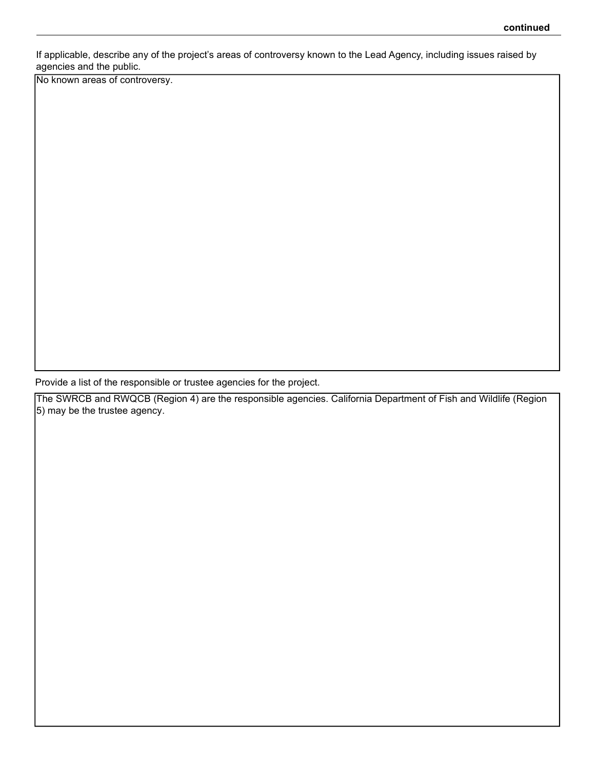**continued**

If applicable, describe any of the project's areas of controversy known to the Lead Agency, including issues raised by agencies and the public.

No known areas of controversy.

Provide a list of the responsible or trustee agencies for the project.

The SWRCB and RWQCB (Region 4) are the responsible agencies. California Department of Fish and Wildlife (Region 5) may be the trustee agency.